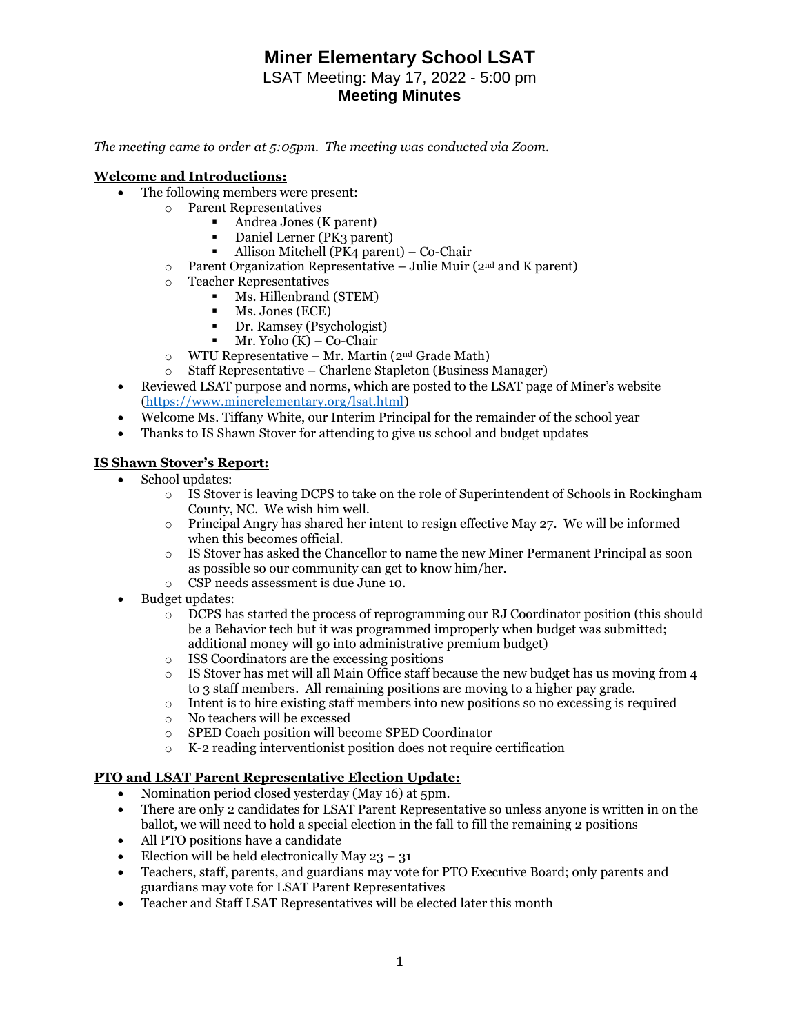# Miner Elementary School LSAT

LSAT Meeting: May 17, 2022 - 5:00 pm

**Meeting Minutes**

*The meeting came to order at 5:05pm. The meeting was conducted via Zoom.*

## Welcome and Introductions:

- The following members were present:
  - Parent Representatives
    - Andrea Jones (K parent)
    - Daniel Lerner (PK3 parent)
    - Allison Mitchell (PK4 parent) – Co-Chair
  - Parent Organization Representative – Julie Muir (2nd and K parent)
  - Teacher Representatives
    - Ms. Hillenbrand (STEM)
    - Ms. Jones (ECE)
    - Dr. Ramsey (Psychologist)
    - Mr. Yoho (K) – Co-Chair
  - WTU Representative – Mr. Martin (2nd Grade Math)
  - Staff Representative – Charlene Stapleton (Business Manager)
- Reviewed LSAT purpose and norms, which are posted to the LSAT page of Miner's website (https://www.minerelementary.org/lsat.html)
- Welcome Ms. Tiffany White, our Interim Principal for the remainder of the school year
- Thanks to IS Shawn Stover for attending to give us school and budget updates

## IS Shawn Stover's Report:

- School updates:
  - IS Stover is leaving DCPS to take on the role of Superintendent of Schools in Rockingham County, NC. We wish him well.
  - Principal Angry has shared her intent to resign effective May 27. We will be informed when this becomes official.
  - IS Stover has asked the Chancellor to name the new Miner Permanent Principal as soon as possible so our community can get to know him/her.
  - CSP needs assessment is due June 10.
- Budget updates:
  - DCPS has started the process of reprogramming our RJ Coordinator position (this should be a Behavior tech but it was programmed improperly when budget was submitted; additional money will go into administrative premium budget)
  - ISS Coordinators are the excessing positions
  - IS Stover has met will all Main Office staff because the new budget has us moving from 4 to 3 staff members. All remaining positions are moving to a higher pay grade.
  - Intent is to hire existing staff members into new positions so no excessing is required
  - No teachers will be excessed
  - SPED Coach position will become SPED Coordinator
  - K-2 reading interventionist position does not require certification

## PTO and LSAT Parent Representative Election Update:

- Nomination period closed yesterday (May 16) at 5pm.
- There are only 2 candidates for LSAT Parent Representative so unless anyone is written in on the ballot, we will need to hold a special election in the fall to fill the remaining 2 positions
- All PTO positions have a candidate
- Election will be held electronically May 23 – 31
- Teachers, staff, parents, and guardians may vote for PTO Executive Board; only parents and guardians may vote for LSAT Parent Representatives
- Teacher and Staff LSAT Representatives will be elected later this month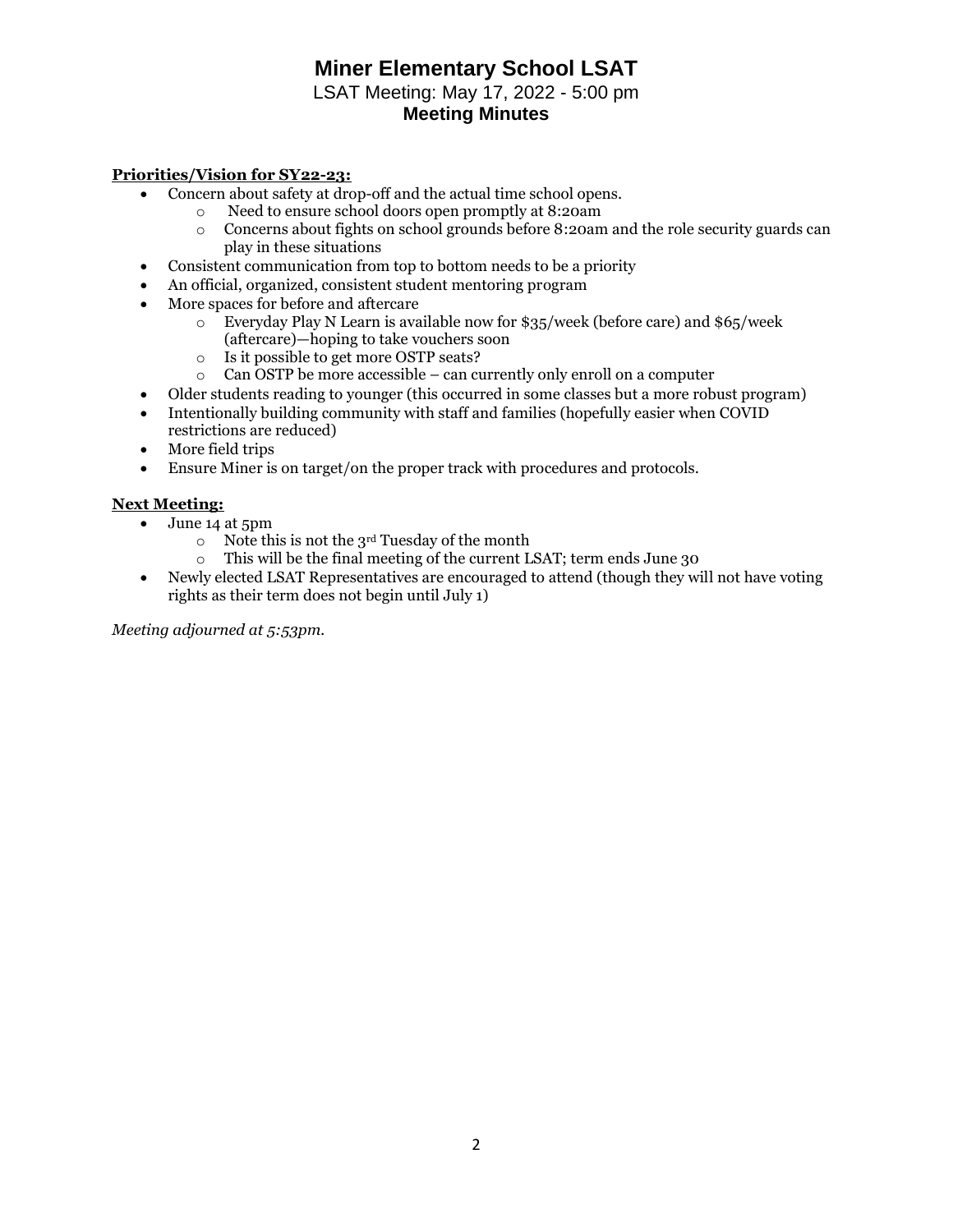# Miner Elementary School LSAT

LSAT Meeting: May 17, 2022 - 5:00 pm

**Meeting Minutes**

**Priorities/Vision for SY22-23:**

- Concern about safety at drop-off and the actual time school opens.
  - Need to ensure school doors open promptly at 8:20am
  - Concerns about fights on school grounds before 8:20am and the role security guards can play in these situations
- Consistent communication from top to bottom needs to be a priority
- An official, organized, consistent student mentoring program
- More spaces for before and aftercare
  - Everyday Play N Learn is available now for $35/week (before care) and $65/week (aftercare)—hoping to take vouchers soon
  - Is it possible to get more OSTP seats?
  - Can OSTP be more accessible – can currently only enroll on a computer
- Older students reading to younger (this occurred in some classes but a more robust program)
- Intentionally building community with staff and families (hopefully easier when COVID restrictions are reduced)
- More field trips
- Ensure Miner is on target/on the proper track with procedures and protocols.

**Next Meeting:**

- June 14 at 5pm
  - Note this is not the 3rd Tuesday of the month
  - This will be the final meeting of the current LSAT; term ends June 30
- Newly elected LSAT Representatives are encouraged to attend (though they will not have voting rights as their term does not begin until July 1)

*Meeting adjourned at 5:53pm.*